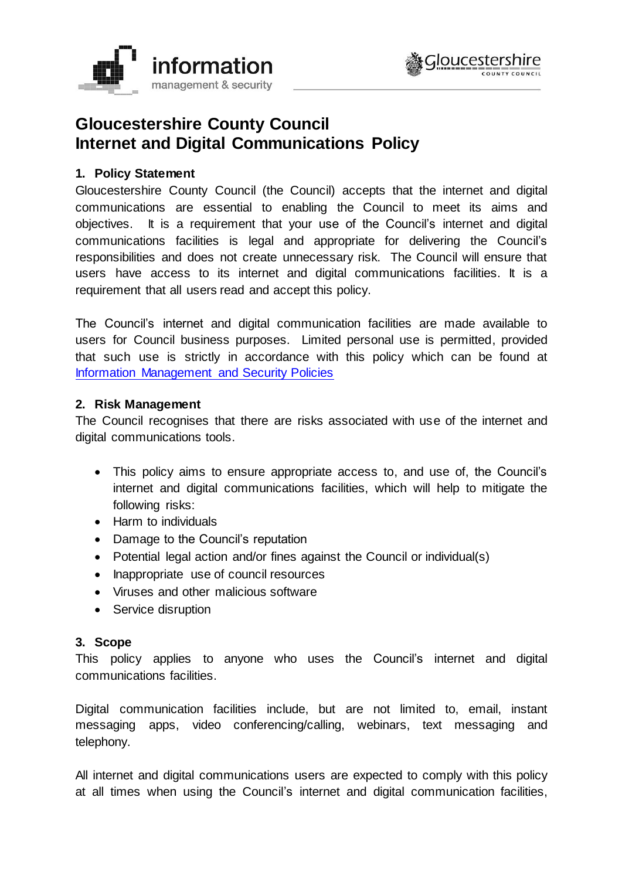# Gloucestershire County Council
# Internet and Digital Communications Policy

## 1. Policy Statement

Gloucestershire County Council (the Council) accepts that the internet and digital communications are essential to enabling the Council to meet its aims and objectives. It is a requirement that your use of the Council's internet and digital communications facilities is legal and appropriate for delivering the Council's responsibilities and does not create unnecessary risk. The Council will ensure that users have access to its internet and digital communications facilities. It is a requirement that all users read and accept this policy.

The Council's internet and digital communication facilities are made available to users for Council business purposes. Limited personal use is permitted, provided that such use is strictly in accordance with this policy which can be found at Information Management and Security Policies

## 2. Risk Management

The Council recognises that there are risks associated with use of the internet and digital communications tools.

- This policy aims to ensure appropriate access to, and use of, the Council's internet and digital communications facilities, which will help to mitigate the following risks:
- Harm to individuals
- Damage to the Council's reputation
- Potential legal action and/or fines against the Council or individual(s)
- Inappropriate use of council resources
- Viruses and other malicious software
- Service disruption

## 3. Scope

This policy applies to anyone who uses the Council's internet and digital communications facilities.

Digital communication facilities include, but are not limited to, email, instant messaging apps, video conferencing/calling, webinars, text messaging and telephony.

All internet and digital communications users are expected to comply with this policy at all times when using the Council's internet and digital communication facilities,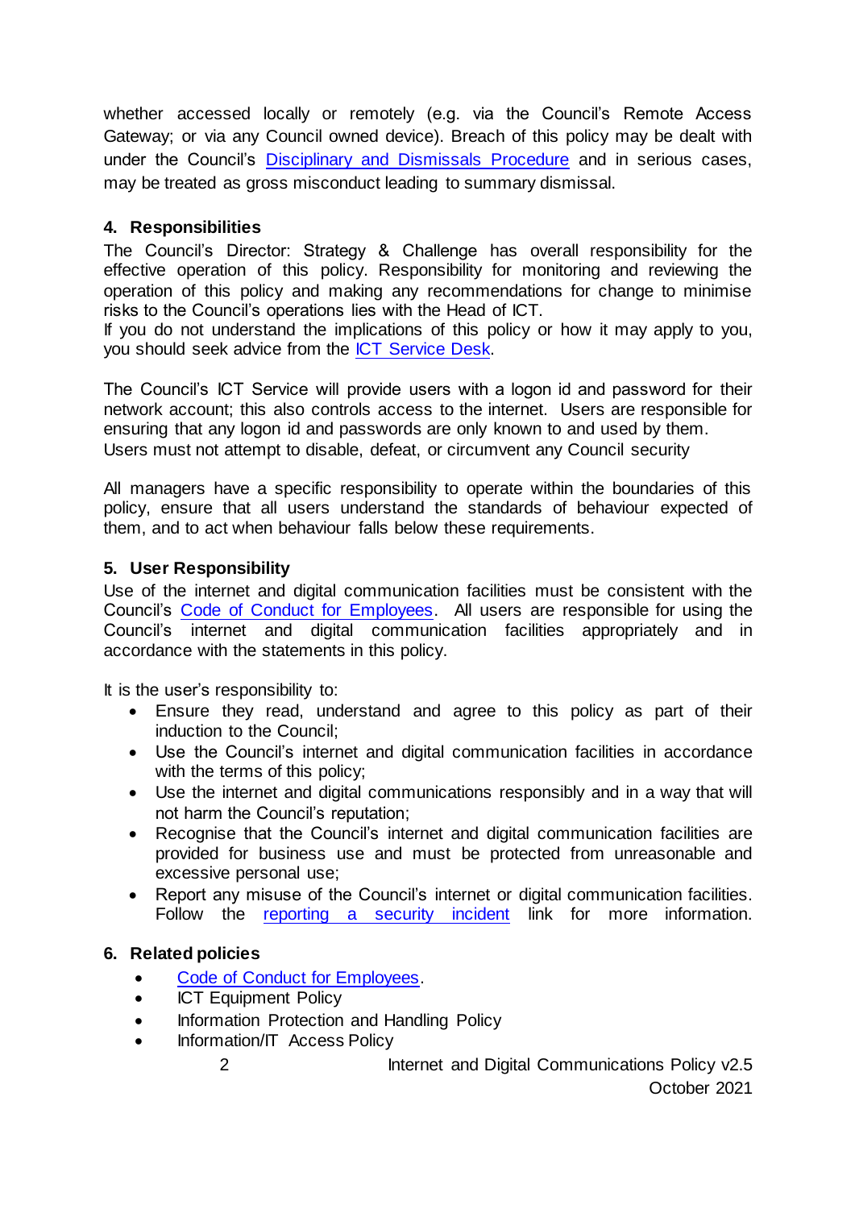whether accessed locally or remotely (e.g. via the Council's Remote Access Gateway; or via any Council owned device). Breach of this policy may be dealt with under the Council's [Disciplinary and Dismissals Procedure]() and in serious cases, may be treated as gross misconduct leading to summary dismissal.

## 4. Responsibilities

The Council's Director: Strategy & Challenge has overall responsibility for the effective operation of this policy. Responsibility for monitoring and reviewing the operation of this policy and making any recommendations for change to minimise risks to the Council's operations lies with the Head of ICT.
If you do not understand the implications of this policy or how it may apply to you, you should seek advice from the [ICT Service Desk]().

The Council's ICT Service will provide users with a logon id and password for their network account; this also controls access to the internet. Users are responsible for ensuring that any logon id and passwords are only known to and used by them.
Users must not attempt to disable, defeat, or circumvent any Council security

All managers have a specific responsibility to operate within the boundaries of this policy, ensure that all users understand the standards of behaviour expected of them, and to act when behaviour falls below these requirements.

## 5. User Responsibility

Use of the internet and digital communication facilities must be consistent with the Council's [Code of Conduct for Employees](). All users are responsible for using the Council's internet and digital communication facilities appropriately and in accordance with the statements in this policy.

It is the user's responsibility to:

- Ensure they read, understand and agree to this policy as part of their induction to the Council;
- Use the Council's internet and digital communication facilities in accordance with the terms of this policy;
- Use the internet and digital communications responsibly and in a way that will not harm the Council's reputation;
- Recognise that the Council's internet and digital communication facilities are provided for business use and must be protected from unreasonable and excessive personal use;
- Report any misuse of the Council's internet or digital communication facilities. Follow the [reporting a security incident]() link for more information.

## 6. Related policies

- [Code of Conduct for Employees]().
- ICT Equipment Policy
- Information Protection and Handling Policy
- Information/IT Access Policy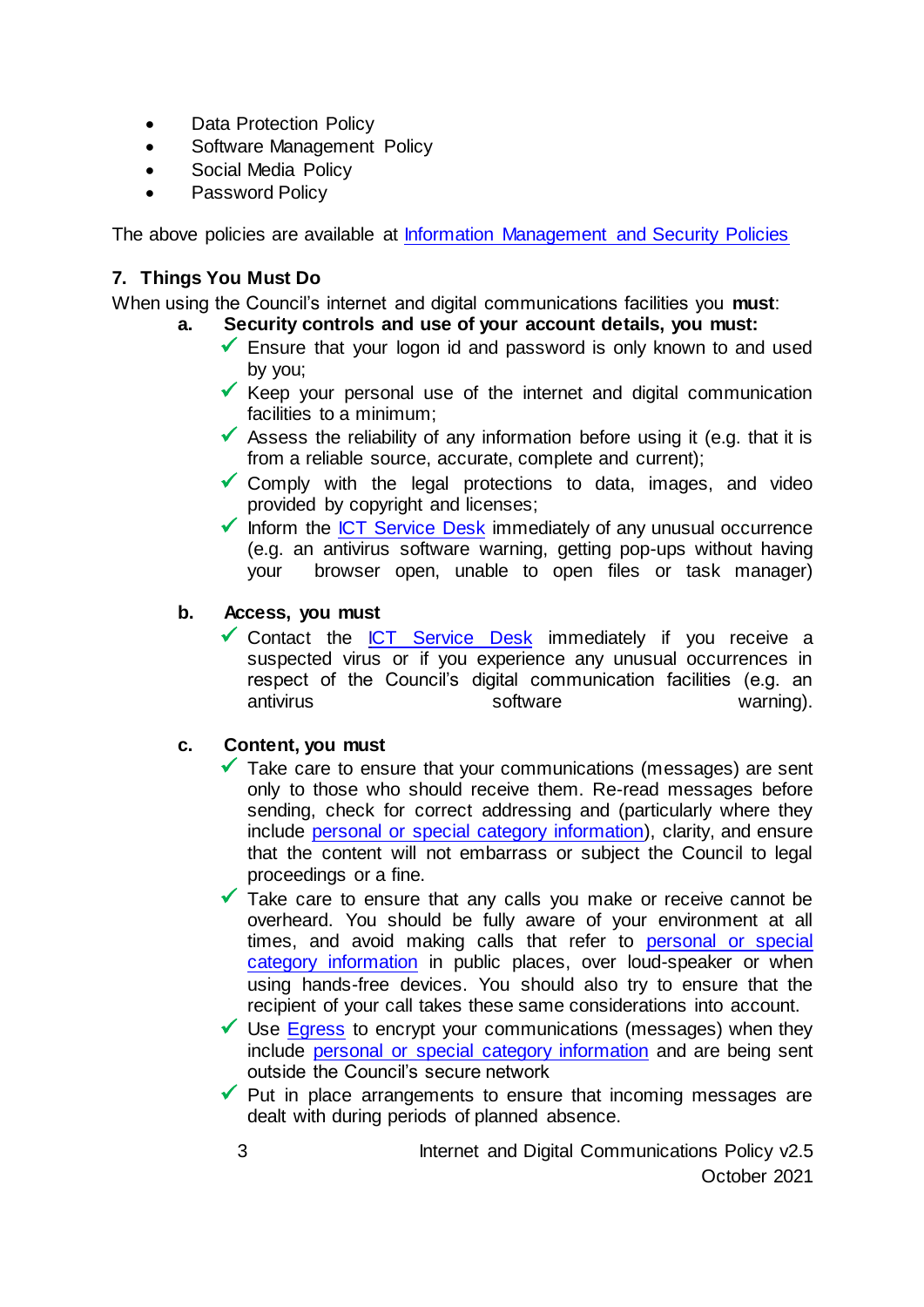- Data Protection Policy
- Software Management Policy
- Social Media Policy
- Password Policy

The above policies are available at [Information Management and Security Policies]()

## 7. Things You Must Do

When using the Council's internet and digital communications facilities you **must**:

**a. Security controls and use of your account details, you must:**

- ✓ Ensure that your logon id and password is only known to and used by you;
- ✓ Keep your personal use of the internet and digital communication facilities to a minimum;
- ✓ Assess the reliability of any information before using it (e.g. that it is from a reliable source, accurate, complete and current);
- ✓ Comply with the legal protections to data, images, and video provided by copyright and licenses;
- ✓ Inform the ICT Service Desk immediately of any unusual occurrence (e.g. an antivirus software warning, getting pop-ups without having your browser open, unable to open files or task manager)

**b. Access, you must**

- ✓ Contact the ICT Service Desk immediately if you receive a suspected virus or if you experience any unusual occurrences in respect of the Council's digital communication facilities (e.g. an antivirus software warning).

**c. Content, you must**

- ✓ Take care to ensure that your communications (messages) are sent only to those who should receive them. Re-read messages before sending, check for correct addressing and (particularly where they include personal or special category information), clarity, and ensure that the content will not embarrass or subject the Council to legal proceedings or a fine.
- ✓ Take care to ensure that any calls you make or receive cannot be overheard. You should be fully aware of your environment at all times, and avoid making calls that refer to personal or special category information in public places, over loud-speaker or when using hands-free devices. You should also try to ensure that the recipient of your call takes these same considerations into account.
- ✓ Use Egress to encrypt your communications (messages) when they include personal or special category information and are being sent outside the Council's secure network
- ✓ Put in place arrangements to ensure that incoming messages are dealt with during periods of planned absence.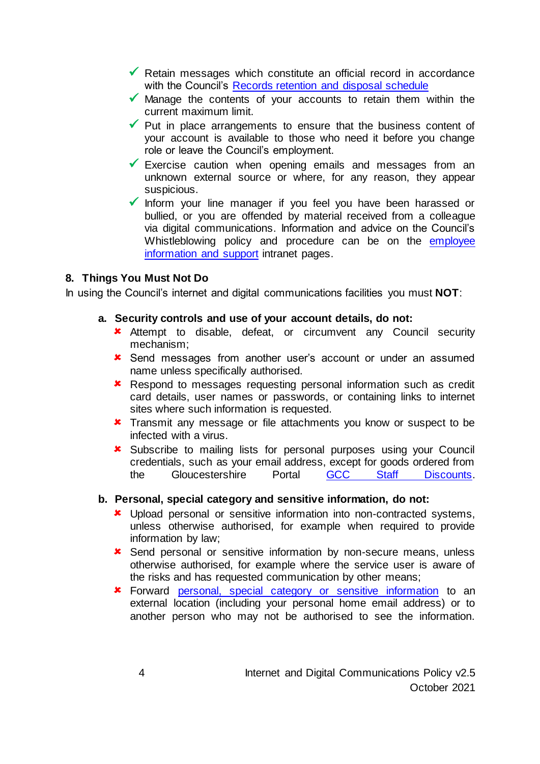- ✓ Retain messages which constitute an official record in accordance with the Council's [Records retention and disposal schedule]
- ✓ Manage the contents of your accounts to retain them within the current maximum limit.
- ✓ Put in place arrangements to ensure that the business content of your account is available to those who need it before you change role or leave the Council's employment.
- ✓ Exercise caution when opening emails and messages from an unknown external source or where, for any reason, they appear suspicious.
- ✓ Inform your line manager if you feel you have been harassed or bullied, or you are offended by material received from a colleague via digital communications. Information and advice on the Council's Whistleblowing policy and procedure can be on the [employee information and support] intranet pages.

## 8. Things You Must Not Do

In using the Council's internet and digital communications facilities you must **NOT**:

### a. Security controls and use of your account details, do not:

- ✗ Attempt to disable, defeat, or circumvent any Council security mechanism;
- ✗ Send messages from another user's account or under an assumed name unless specifically authorised.
- ✗ Respond to messages requesting personal information such as credit card details, user names or passwords, or containing links to internet sites where such information is requested.
- ✗ Transmit any message or file attachments you know or suspect to be infected with a virus.
- ✗ Subscribe to mailing lists for personal purposes using your Council credentials, such as your email address, except for goods ordered from the Gloucestershire Portal [GCC Staff Discounts].

### b. Personal, special category and sensitive information, do not:

- ✗ Upload personal or sensitive information into non-contracted systems, unless otherwise authorised, for example when required to provide information by law;
- ✗ Send personal or sensitive information by non-secure means, unless otherwise authorised, for example where the service user is aware of the risks and has requested communication by other means;
- ✗ Forward [personal, special category or sensitive information] to an external location (including your personal home email address) or to another person who may not be authorised to see the information.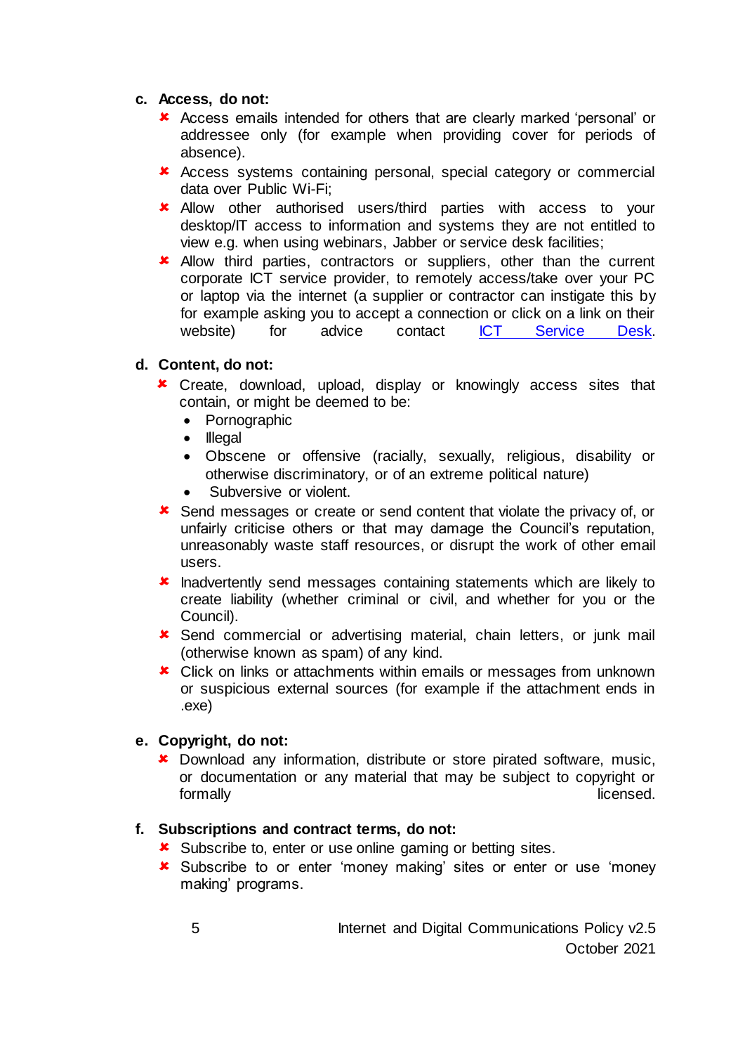**c. Access, do not:**

- ✘ Access emails intended for others that are clearly marked 'personal' or addressee only (for example when providing cover for periods of absence).
- ✘ Access systems containing personal, special category or commercial data over Public Wi-Fi;
- ✘ Allow other authorised users/third parties with access to your desktop/IT access to information and systems they are not entitled to view e.g. when using webinars, Jabber or service desk facilities;
- ✘ Allow third parties, contractors or suppliers, other than the current corporate ICT service provider, to remotely access/take over your PC or laptop via the internet (a supplier or contractor can instigate this by for example asking you to accept a connection or click on a link on their website) for advice contact ICT Service Desk.

**d. Content, do not:**

- ✘ Create, download, upload, display or knowingly access sites that contain, or might be deemed to be:
  - Pornographic
  - Illegal
  - Obscene or offensive (racially, sexually, religious, disability or otherwise discriminatory, or of an extreme political nature)
  - Subversive or violent.
- ✘ Send messages or create or send content that violate the privacy of, or unfairly criticise others or that may damage the Council's reputation, unreasonably waste staff resources, or disrupt the work of other email users.
- ✘ Inadvertently send messages containing statements which are likely to create liability (whether criminal or civil, and whether for you or the Council).
- ✘ Send commercial or advertising material, chain letters, or junk mail (otherwise known as spam) of any kind.
- ✘ Click on links or attachments within emails or messages from unknown or suspicious external sources (for example if the attachment ends in .exe)

**e. Copyright, do not:**

- ✘ Download any information, distribute or store pirated software, music, or documentation or any material that may be subject to copyright or formally licensed.

**f. Subscriptions and contract terms, do not:**

- ✘ Subscribe to, enter or use online gaming or betting sites.
- ✘ Subscribe to or enter 'money making' sites or enter or use 'money making' programs.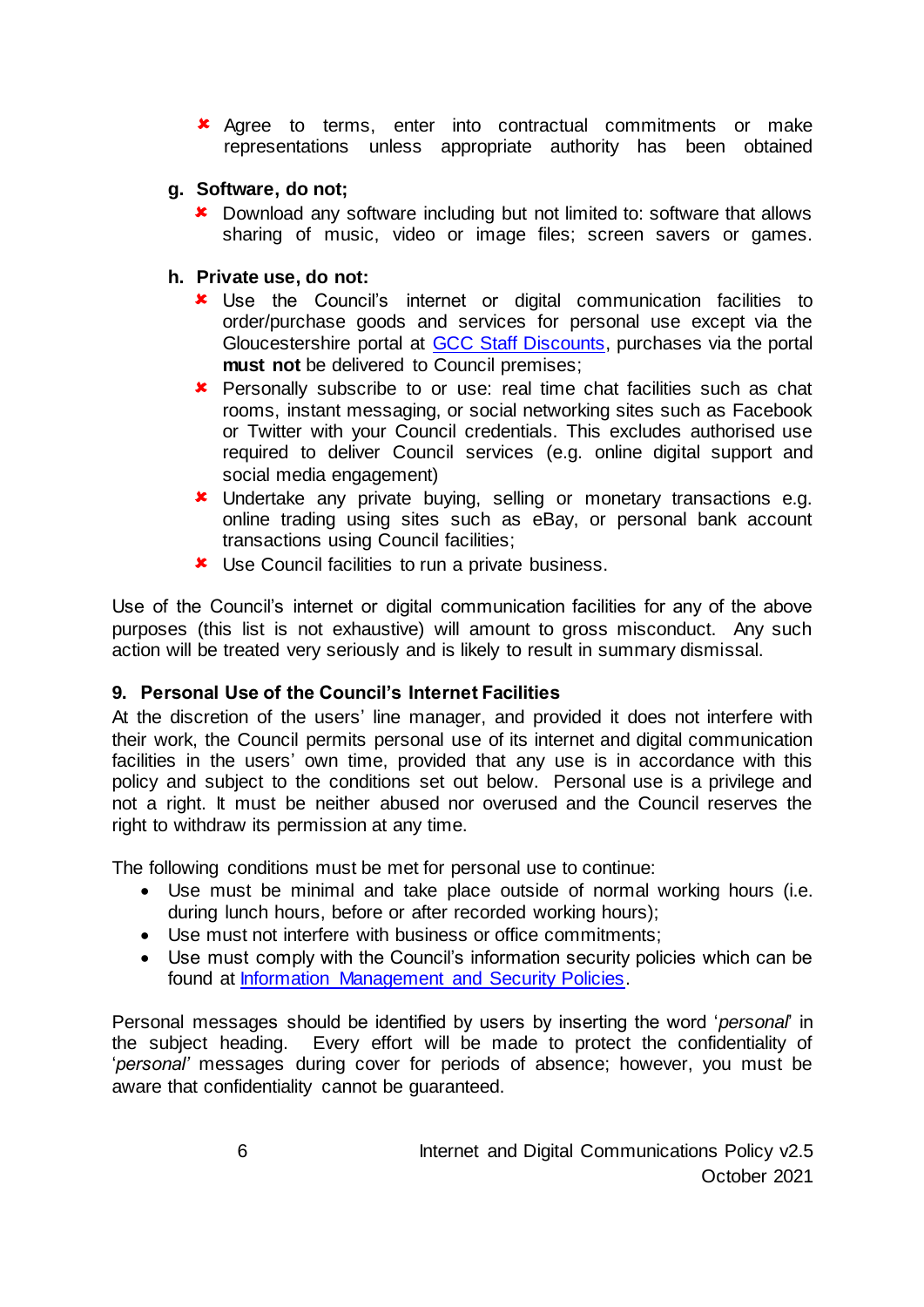- ✘ Agree to terms, enter into contractual commitments or make representations unless appropriate authority has been obtained

**g. Software, do not;**

- ✘ Download any software including but not limited to: software that allows sharing of music, video or image files; screen savers or games.

**h. Private use, do not:**

- ✘ Use the Council's internet or digital communication facilities to order/purchase goods and services for personal use except via the Gloucestershire portal at [GCC Staff Discounts](), purchases via the portal **must not** be delivered to Council premises;
- ✘ Personally subscribe to or use: real time chat facilities such as chat rooms, instant messaging, or social networking sites such as Facebook or Twitter with your Council credentials. This excludes authorised use required to deliver Council services (e.g. online digital support and social media engagement)
- ✘ Undertake any private buying, selling or monetary transactions e.g. online trading using sites such as eBay, or personal bank account transactions using Council facilities;
- ✘ Use Council facilities to run a private business.

Use of the Council's internet or digital communication facilities for any of the above purposes (this list is not exhaustive) will amount to gross misconduct. Any such action will be treated very seriously and is likely to result in summary dismissal.

## 9. Personal Use of the Council's Internet Facilities

At the discretion of the users' line manager, and provided it does not interfere with their work, the Council permits personal use of its internet and digital communication facilities in the users' own time, provided that any use is in accordance with this policy and subject to the conditions set out below. Personal use is a privilege and not a right. It must be neither abused nor overused and the Council reserves the right to withdraw its permission at any time.

The following conditions must be met for personal use to continue:

- Use must be minimal and take place outside of normal working hours (i.e. during lunch hours, before or after recorded working hours);
- Use must not interfere with business or office commitments;
- Use must comply with the Council's information security policies which can be found at [Information Management and Security Policies]().

Personal messages should be identified by users by inserting the word '*personal*' in the subject heading. Every effort will be made to protect the confidentiality of '*personal'* messages during cover for periods of absence; however, you must be aware that confidentiality cannot be guaranteed.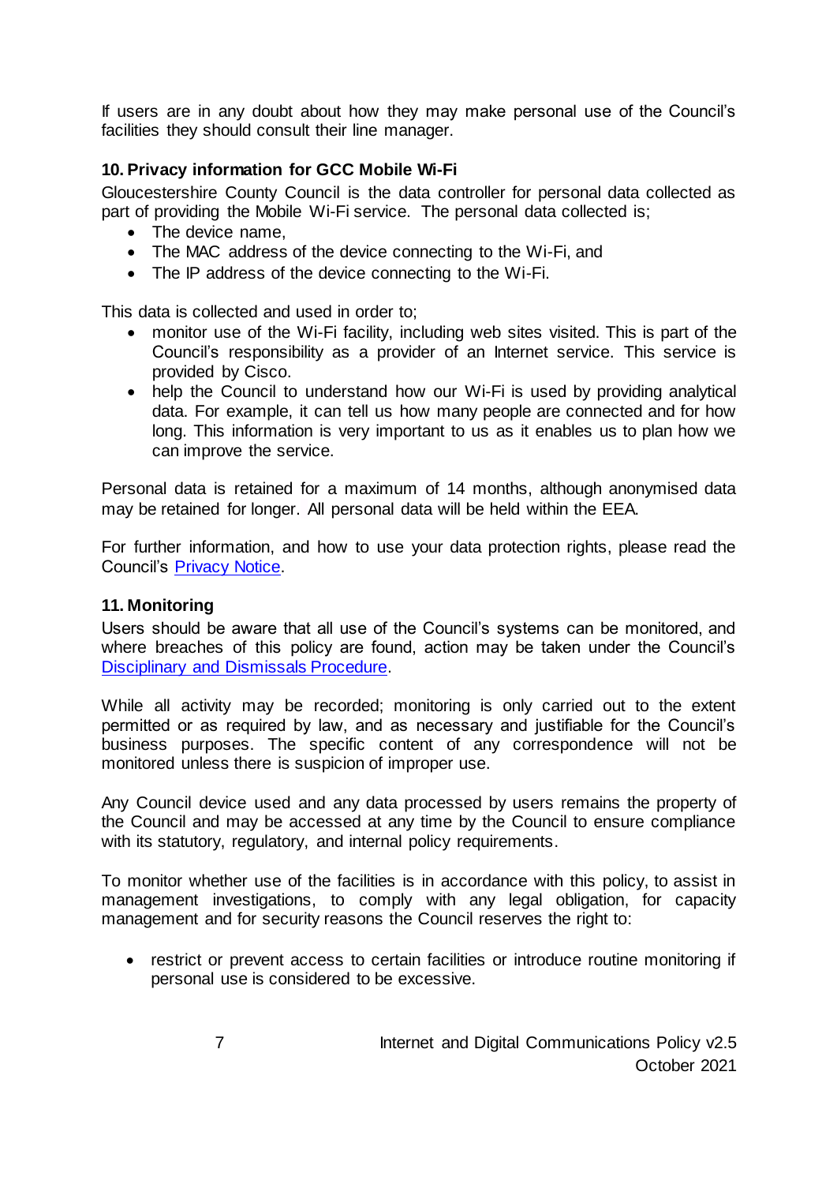If users are in any doubt about how they may make personal use of the Council's facilities they should consult their line manager.

## 10. Privacy information for GCC Mobile Wi-Fi

Gloucestershire County Council is the data controller for personal data collected as part of providing the Mobile Wi-Fi service. The personal data collected is;

- The device name,
- The MAC address of the device connecting to the Wi-Fi, and
- The IP address of the device connecting to the Wi-Fi.

This data is collected and used in order to;

- monitor use of the Wi-Fi facility, including web sites visited. This is part of the Council's responsibility as a provider of an Internet service. This service is provided by Cisco.
- help the Council to understand how our Wi-Fi is used by providing analytical data. For example, it can tell us how many people are connected and for how long. This information is very important to us as it enables us to plan how we can improve the service.

Personal data is retained for a maximum of 14 months, although anonymised data may be retained for longer. All personal data will be held within the EEA.

For further information, and how to use your data protection rights, please read the Council's Privacy Notice.

## 11. Monitoring

Users should be aware that all use of the Council's systems can be monitored, and where breaches of this policy are found, action may be taken under the Council's Disciplinary and Dismissals Procedure.

While all activity may be recorded; monitoring is only carried out to the extent permitted or as required by law, and as necessary and justifiable for the Council's business purposes. The specific content of any correspondence will not be monitored unless there is suspicion of improper use.

Any Council device used and any data processed by users remains the property of the Council and may be accessed at any time by the Council to ensure compliance with its statutory, regulatory, and internal policy requirements.

To monitor whether use of the facilities is in accordance with this policy, to assist in management investigations, to comply with any legal obligation, for capacity management and for security reasons the Council reserves the right to:

- restrict or prevent access to certain facilities or introduce routine monitoring if personal use is considered to be excessive.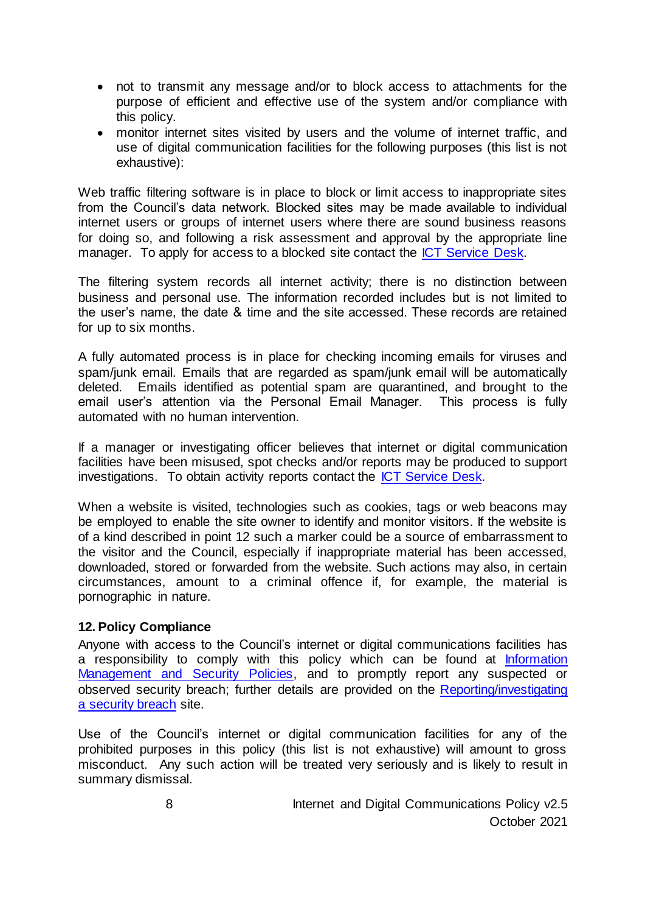- not to transmit any message and/or to block access to attachments for the purpose of efficient and effective use of the system and/or compliance with this policy.
- monitor internet sites visited by users and the volume of internet traffic, and use of digital communication facilities for the following purposes (this list is not exhaustive):

Web traffic filtering software is in place to block or limit access to inappropriate sites from the Council's data network. Blocked sites may be made available to individual internet users or groups of internet users where there are sound business reasons for doing so, and following a risk assessment and approval by the appropriate line manager. To apply for access to a blocked site contact the ICT Service Desk.

The filtering system records all internet activity; there is no distinction between business and personal use. The information recorded includes but is not limited to the user's name, the date & time and the site accessed. These records are retained for up to six months.

A fully automated process is in place for checking incoming emails for viruses and spam/junk email. Emails that are regarded as spam/junk email will be automatically deleted. Emails identified as potential spam are quarantined, and brought to the email user's attention via the Personal Email Manager. This process is fully automated with no human intervention.

If a manager or investigating officer believes that internet or digital communication facilities have been misused, spot checks and/or reports may be produced to support investigations. To obtain activity reports contact the ICT Service Desk.

When a website is visited, technologies such as cookies, tags or web beacons may be employed to enable the site owner to identify and monitor visitors. If the website is of a kind described in point 12 such a marker could be a source of embarrassment to the visitor and the Council, especially if inappropriate material has been accessed, downloaded, stored or forwarded from the website. Such actions may also, in certain circumstances, amount to a criminal offence if, for example, the material is pornographic in nature.

## 12. Policy Compliance

Anyone with access to the Council's internet or digital communications facilities has a responsibility to comply with this policy which can be found at Information Management and Security Policies, and to promptly report any suspected or observed security breach; further details are provided on the Reporting/investigating a security breach site.

Use of the Council's internet or digital communication facilities for any of the prohibited purposes in this policy (this list is not exhaustive) will amount to gross misconduct. Any such action will be treated very seriously and is likely to result in summary dismissal.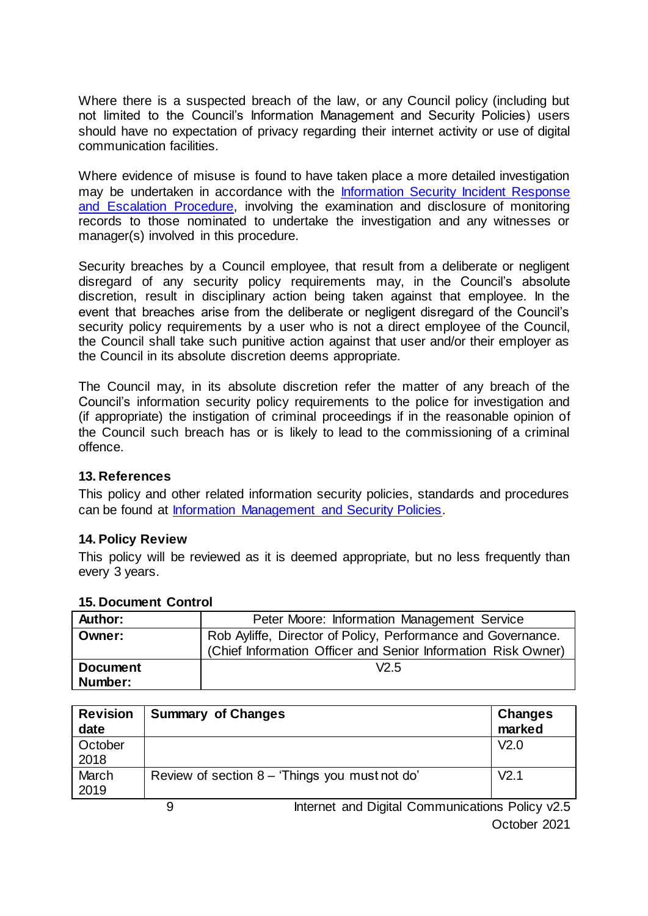Where there is a suspected breach of the law, or any Council policy (including but not limited to the Council's Information Management and Security Policies) users should have no expectation of privacy regarding their internet activity or use of digital communication facilities.

Where evidence of misuse is found to have taken place a more detailed investigation may be undertaken in accordance with the Information Security Incident Response and Escalation Procedure, involving the examination and disclosure of monitoring records to those nominated to undertake the investigation and any witnesses or manager(s) involved in this procedure.

Security breaches by a Council employee, that result from a deliberate or negligent disregard of any security policy requirements may, in the Council's absolute discretion, result in disciplinary action being taken against that employee. In the event that breaches arise from the deliberate or negligent disregard of the Council's security policy requirements by a user who is not a direct employee of the Council, the Council shall take such punitive action against that user and/or their employer as the Council in its absolute discretion deems appropriate.

The Council may, in its absolute discretion refer the matter of any breach of the Council's information security policy requirements to the police for investigation and (if appropriate) the instigation of criminal proceedings if in the reasonable opinion of the Council such breach has or is likely to lead to the commissioning of a criminal offence.

## 13. References

This policy and other related information security policies, standards and procedures can be found at Information Management and Security Policies.

## 14. Policy Review

This policy will be reviewed as it is deemed appropriate, but no less frequently than every 3 years.

## 15. Document Control

| **Author:** | Peter Moore: Information Management Service |
|---|---|
| **Owner:** | Rob Ayliffe, Director of Policy, Performance and Governance. (Chief Information Officer and Senior Information Risk Owner) |
| **Document Number:** | V2.5 |

| Revision date | Summary of Changes | Changes marked |
|---|---|---|
| October 2018 | | V2.0 |
| March 2019 | Review of section 8 – 'Things you must not do' | V2.1 |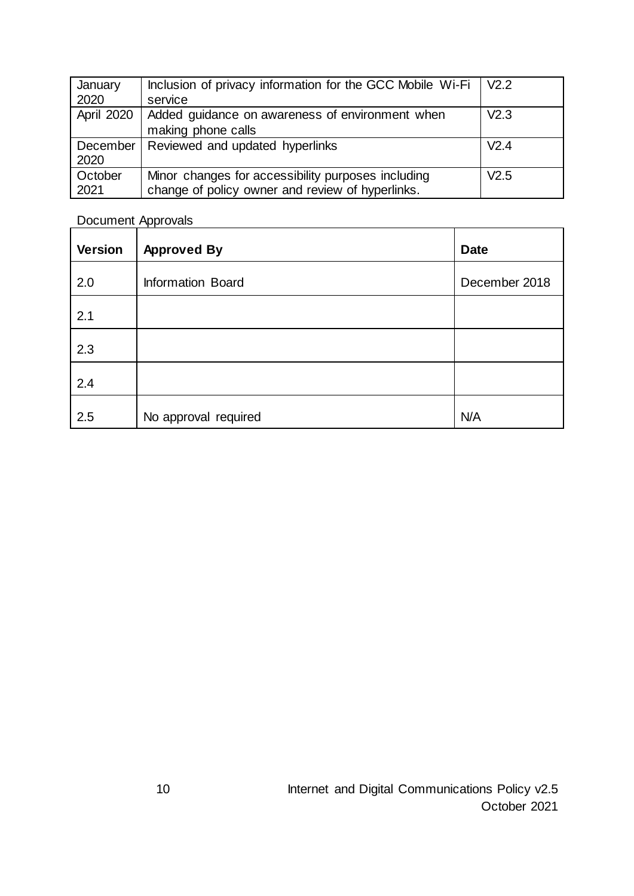| | | |
|---|---|---|
| January 2020 | Inclusion of privacy information for the GCC Mobile Wi-Fi service | V2.2 |
| April 2020 | Added guidance on awareness of environment when making phone calls | V2.3 |
| December 2020 | Reviewed and updated hyperlinks | V2.4 |
| October 2021 | Minor changes for accessibility purposes including change of policy owner and review of hyperlinks. | V2.5 |

Document Approvals

| Version | Approved By | Date |
|---|---|---|
| 2.0 | Information Board | December 2018 |
| 2.1 | | |
| 2.3 | | |
| 2.4 | | |
| 2.5 | No approval required | N/A |